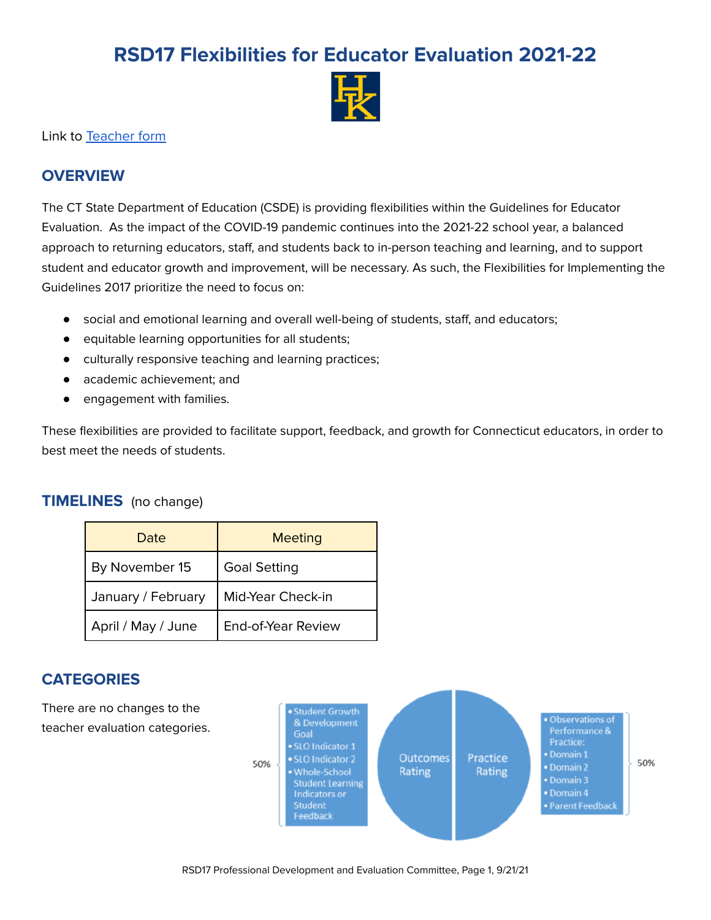# RSD17 Flexibilities for Educator Evaluation 2021-22

Link to [Teacher form]

## OVERVIEW

The CT State Department of Education (CSDE) is providing flexibilities within the Guidelines for Educator Evaluation. As the impact of the COVID-19 pandemic continues into the 2021-22 school year, a balanced approach to returning educators, staff, and students back to in-person teaching and learning, and to support student and educator growth and improvement, will be necessary. As such, the Flexibilities for Implementing the Guidelines 2017 prioritize the need to focus on:

- social and emotional learning and overall well-being of students, staff, and educators;
- equitable learning opportunities for all students;
- culturally responsive teaching and learning practices;
- academic achievement; and
- engagement with families.

These flexibilities are provided to facilitate support, feedback, and growth for Connecticut educators, in order to best meet the needs of students.

## TIMELINES (no change)

| Date | Meeting |
|---|---|
| By November 15 | Goal Setting |
| January / February | Mid-Year Check-in |
| April / May / June | End-of-Year Review |

## CATEGORIES

There are no changes to the teacher evaluation categories.

Outcomes Rating (50%):
- Student Growth & Development Goal
- SLO Indicator 1
- SLO Indicator 2
- Whole-School Student Learning Indicators or Student Feedback

Practice Rating (50%):
- Observations of Performance & Practice:
- Domain 1
- Domain 2
- Domain 3
- Domain 4
- Parent Feedback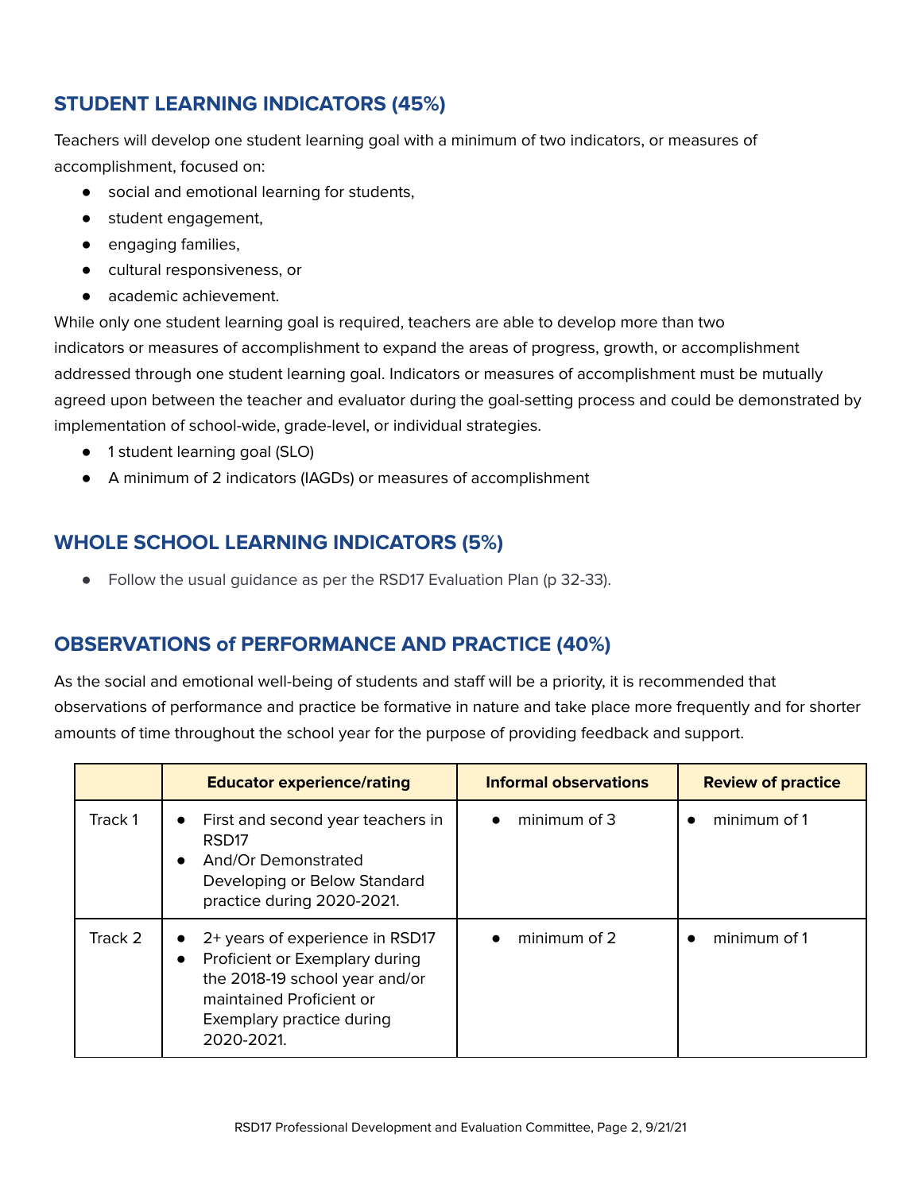## STUDENT LEARNING INDICATORS (45%)

Teachers will develop one student learning goal with a minimum of two indicators, or measures of accomplishment, focused on:

- social and emotional learning for students,
- student engagement,
- engaging families,
- cultural responsiveness, or
- academic achievement.

While only one student learning goal is required, teachers are able to develop more than two indicators or measures of accomplishment to expand the areas of progress, growth, or accomplishment addressed through one student learning goal. Indicators or measures of accomplishment must be mutually agreed upon between the teacher and evaluator during the goal-setting process and could be demonstrated by implementation of school-wide, grade-level, or individual strategies.

- 1 student learning goal (SLO)
- A minimum of 2 indicators (IAGDs) or measures of accomplishment

## WHOLE SCHOOL LEARNING INDICATORS (5%)

- Follow the usual guidance as per the RSD17 Evaluation Plan (p 32-33).

## OBSERVATIONS of PERFORMANCE AND PRACTICE (40%)

As the social and emotional well-being of students and staff will be a priority, it is recommended that observations of performance and practice be formative in nature and take place more frequently and for shorter amounts of time throughout the school year for the purpose of providing feedback and support.

| | Educator experience/rating | Informal observations | Review of practice |
|---|---|---|---|
| Track 1 | • First and second year teachers in RSD17<br>• And/Or Demonstrated Developing or Below Standard practice during 2020-2021. | • minimum of 3 | • minimum of 1 |
| Track 2 | • 2+ years of experience in RSD17<br>• Proficient or Exemplary during the 2018-19 school year and/or maintained Proficient or Exemplary practice during 2020-2021. | • minimum of 2 | • minimum of 1 |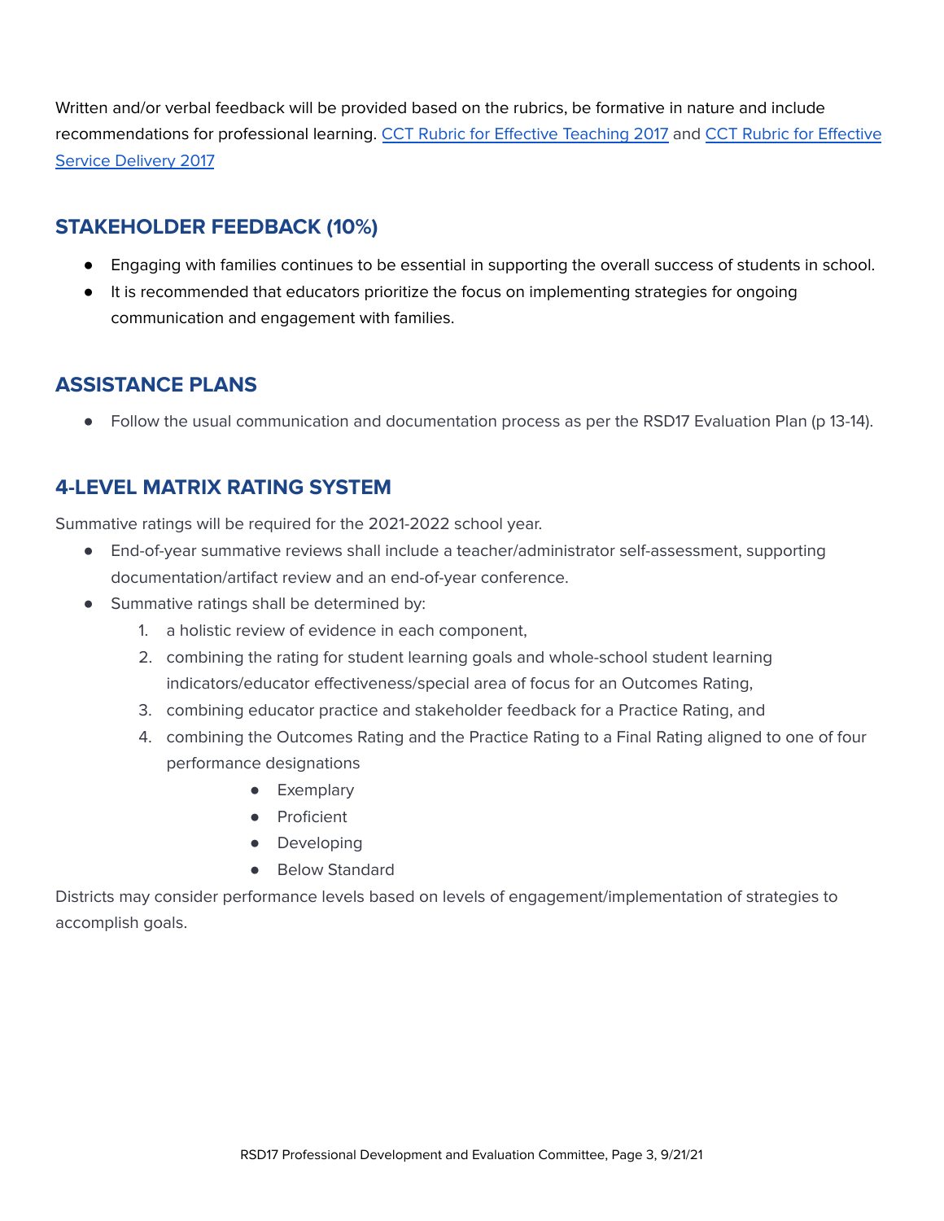Written and/or verbal feedback will be provided based on the rubrics, be formative in nature and include recommendations for professional learning. CCT Rubric for Effective Teaching 2017 and CCT Rubric for Effective Service Delivery 2017

## STAKEHOLDER FEEDBACK (10%)

- Engaging with families continues to be essential in supporting the overall success of students in school.
- It is recommended that educators prioritize the focus on implementing strategies for ongoing communication and engagement with families.

## ASSISTANCE PLANS

- Follow the usual communication and documentation process as per the RSD17 Evaluation Plan (p 13-14).

## 4-LEVEL MATRIX RATING SYSTEM

Summative ratings will be required for the 2021-2022 school year.

- End-of-year summative reviews shall include a teacher/administrator self-assessment, supporting documentation/artifact review and an end-of-year conference.
- Summative ratings shall be determined by:
  1. a holistic review of evidence in each component,
  2. combining the rating for student learning goals and whole-school student learning indicators/educator effectiveness/special area of focus for an Outcomes Rating,
  3. combining educator practice and stakeholder feedback for a Practice Rating, and
  4. combining the Outcomes Rating and the Practice Rating to a Final Rating aligned to one of four performance designations
     - Exemplary
     - Proficient
     - Developing
     - Below Standard

Districts may consider performance levels based on levels of engagement/implementation of strategies to accomplish goals.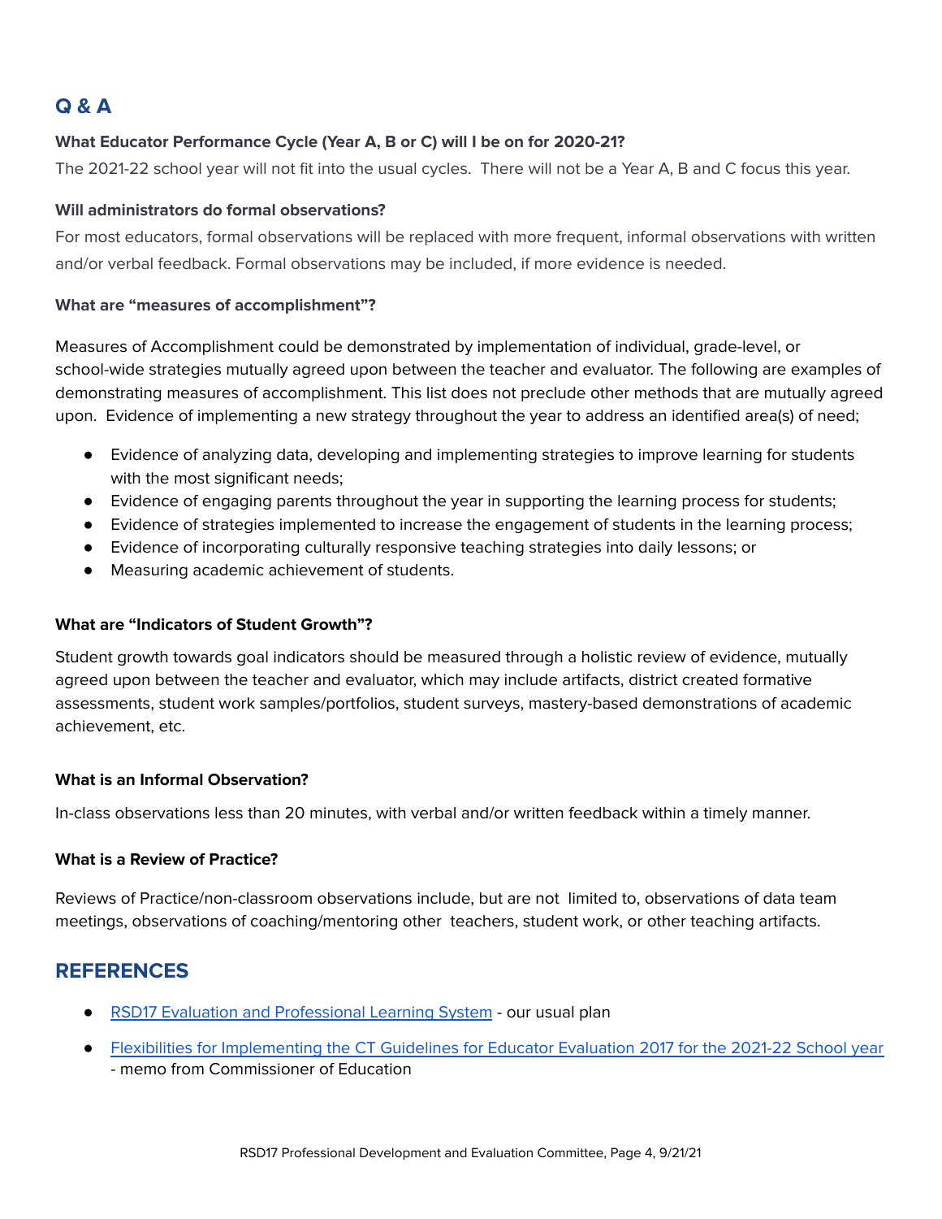## Q & A

**What Educator Performance Cycle (Year A, B or C) will I be on for 2020-21?**

The 2021-22 school year will not fit into the usual cycles. There will not be a Year A, B and C focus this year.

**Will administrators do formal observations?**

For most educators, formal observations will be replaced with more frequent, informal observations with written and/or verbal feedback. Formal observations may be included, if more evidence is needed.

**What are "measures of accomplishment"?**

Measures of Accomplishment could be demonstrated by implementation of individual, grade-level, or school-wide strategies mutually agreed upon between the teacher and evaluator. The following are examples of demonstrating measures of accomplishment. This list does not preclude other methods that are mutually agreed upon. Evidence of implementing a new strategy throughout the year to address an identified area(s) of need;

- Evidence of analyzing data, developing and implementing strategies to improve learning for students with the most significant needs;
- Evidence of engaging parents throughout the year in supporting the learning process for students;
- Evidence of strategies implemented to increase the engagement of students in the learning process;
- Evidence of incorporating culturally responsive teaching strategies into daily lessons; or
- Measuring academic achievement of students.

**What are "Indicators of Student Growth"?**

Student growth towards goal indicators should be measured through a holistic review of evidence, mutually agreed upon between the teacher and evaluator, which may include artifacts, district created formative assessments, student work samples/portfolios, student surveys, mastery-based demonstrations of academic achievement, etc.

**What is an Informal Observation?**

In-class observations less than 20 minutes, with verbal and/or written feedback within a timely manner.

**What is a Review of Practice?**

Reviews of Practice/non-classroom observations include, but are not limited to, observations of data team meetings, observations of coaching/mentoring other teachers, student work, or other teaching artifacts.

## REFERENCES

- RSD17 Evaluation and Professional Learning System - our usual plan
- Flexibilities for Implementing the CT Guidelines for Educator Evaluation 2017 for the 2021-22 School year - memo from Commissioner of Education